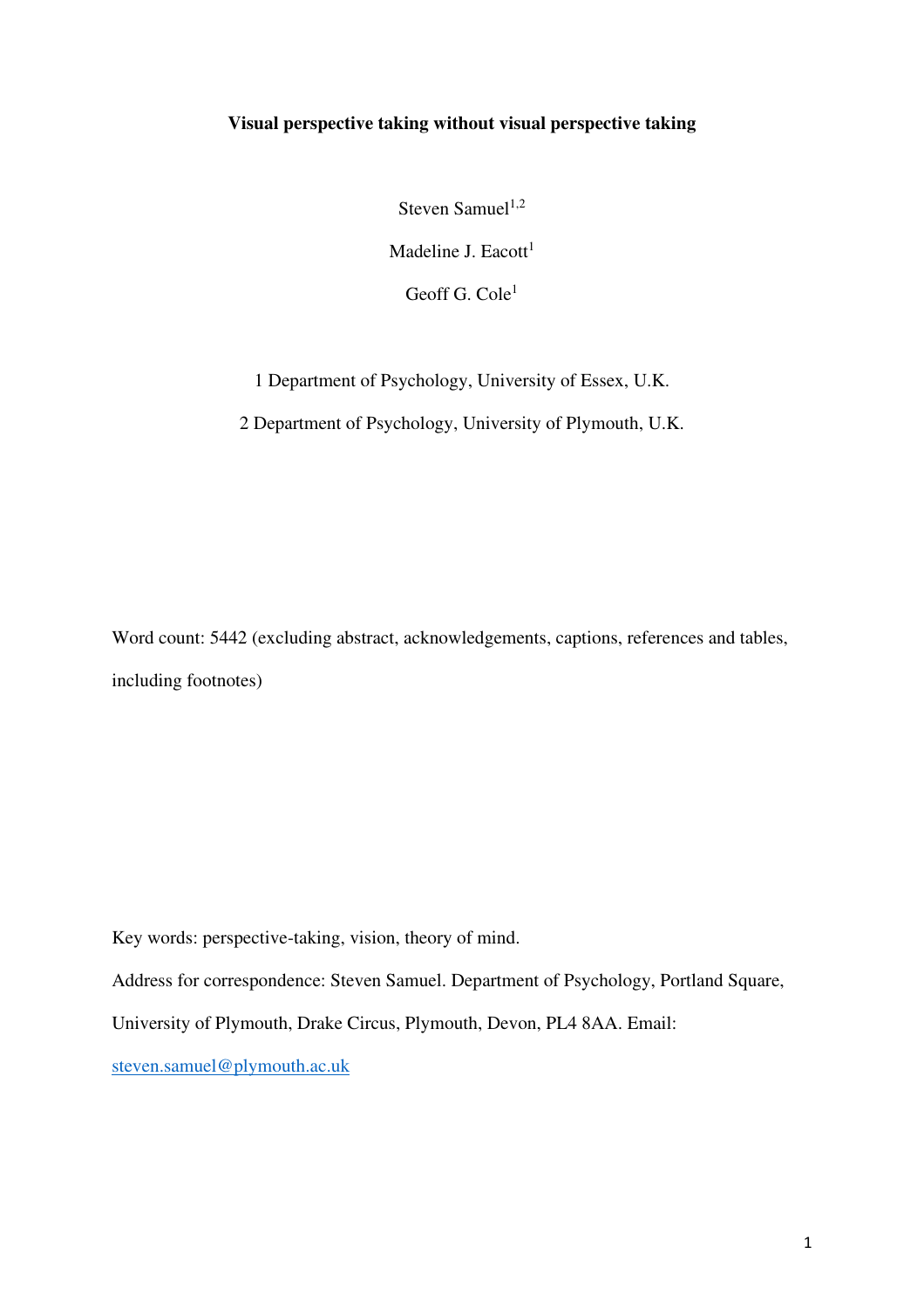**Visual perspective taking without visual perspective taking**

Steven Samuel[1,2]

Madeline J. Eacott[1]

Geoff G. Cole[1]

1 Department of Psychology, University of Essex, U.K.

2 Department of Psychology, University of Plymouth, U.K.

Word count: 5442 (excluding abstract, acknowledgements, captions, references and tables, including footnotes)

Key words: perspective-taking, vision, theory of mind.

Address for correspondence: Steven Samuel. Department of Psychology, Portland Square, University of Plymouth, Drake Circus, Plymouth, Devon, PL4 8AA. Email: steven.samuel@plymouth.ac.uk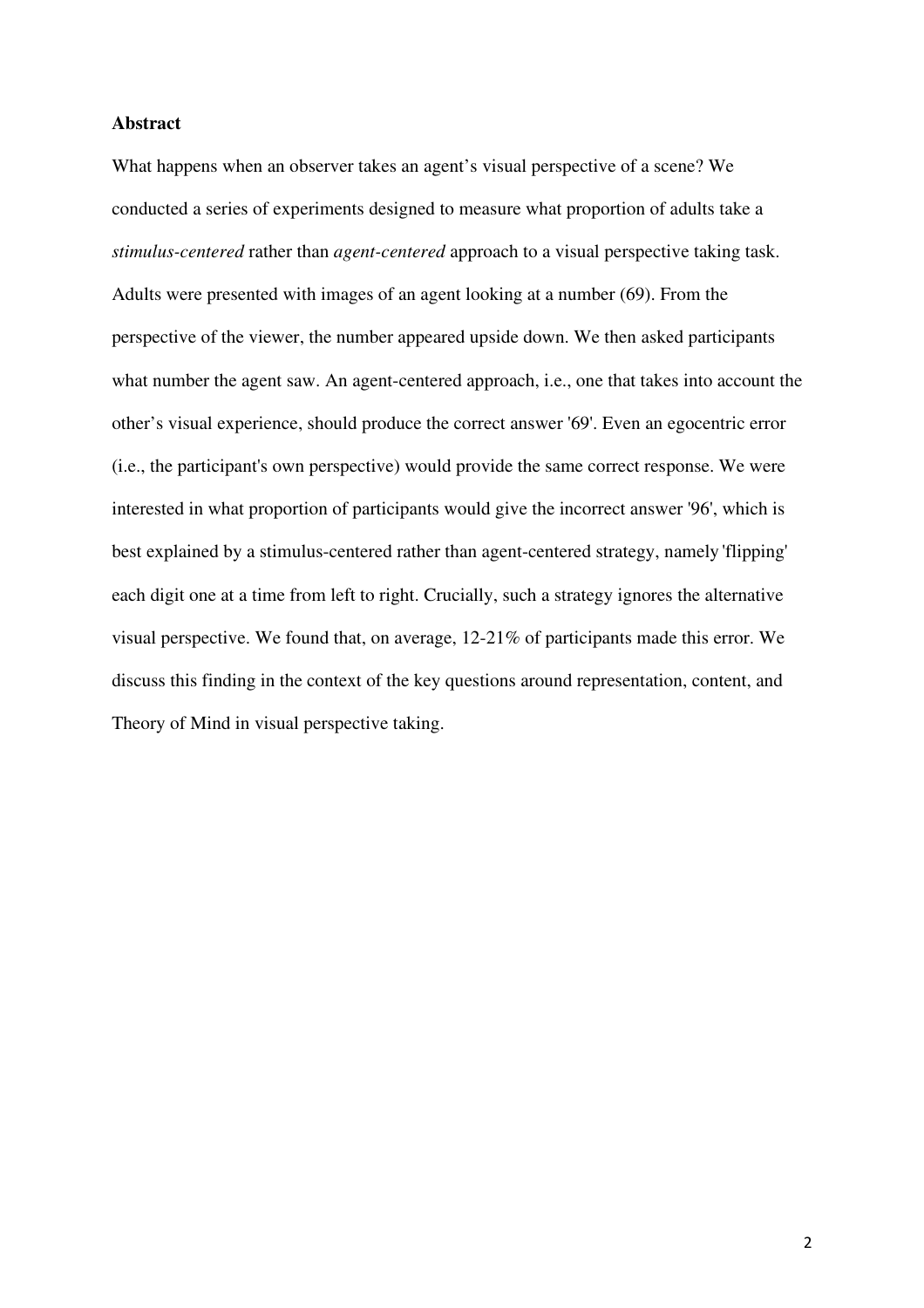**Abstract**

What happens when an observer takes an agent's visual perspective of a scene? We conducted a series of experiments designed to measure what proportion of adults take a *stimulus-centered* rather than *agent-centered* approach to a visual perspective taking task. Adults were presented with images of an agent looking at a number (69). From the perspective of the viewer, the number appeared upside down. We then asked participants what number the agent saw. An agent-centered approach, i.e., one that takes into account the other's visual experience, should produce the correct answer '69'. Even an egocentric error (i.e., the participant's own perspective) would provide the same correct response. We were interested in what proportion of participants would give the incorrect answer '96', which is best explained by a stimulus-centered rather than agent-centered strategy, namely 'flipping' each digit one at a time from left to right. Crucially, such a strategy ignores the alternative visual perspective. We found that, on average, 12-21% of participants made this error. We discuss this finding in the context of the key questions around representation, content, and Theory of Mind in visual perspective taking.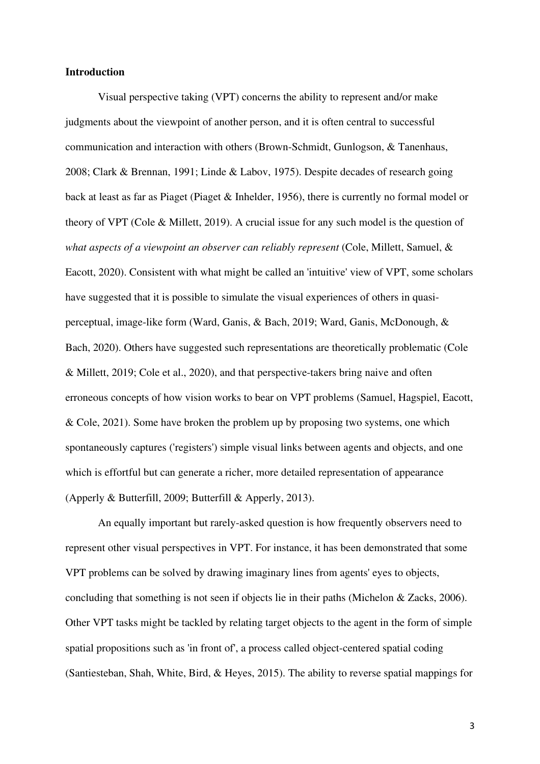**Introduction**

Visual perspective taking (VPT) concerns the ability to represent and/or make judgments about the viewpoint of another person, and it is often central to successful communication and interaction with others (Brown-Schmidt, Gunlogson, & Tanenhaus, 2008; Clark & Brennan, 1991; Linde & Labov, 1975). Despite decades of research going back at least as far as Piaget (Piaget & Inhelder, 1956), there is currently no formal model or theory of VPT (Cole & Millett, 2019). A crucial issue for any such model is the question of *what aspects of a viewpoint an observer can reliably represent* (Cole, Millett, Samuel, & Eacott, 2020). Consistent with what might be called an 'intuitive' view of VPT, some scholars have suggested that it is possible to simulate the visual experiences of others in quasi-perceptual, image-like form (Ward, Ganis, & Bach, 2019; Ward, Ganis, McDonough, & Bach, 2020). Others have suggested such representations are theoretically problematic (Cole & Millett, 2019; Cole et al., 2020), and that perspective-takers bring naive and often erroneous concepts of how vision works to bear on VPT problems (Samuel, Hagspiel, Eacott, & Cole, 2021). Some have broken the problem up by proposing two systems, one which spontaneously captures ('registers') simple visual links between agents and objects, and one which is effortful but can generate a richer, more detailed representation of appearance (Apperly & Butterfill, 2009; Butterfill & Apperly, 2013).

An equally important but rarely-asked question is how frequently observers need to represent other visual perspectives in VPT. For instance, it has been demonstrated that some VPT problems can be solved by drawing imaginary lines from agents' eyes to objects, concluding that something is not seen if objects lie in their paths (Michelon & Zacks, 2006). Other VPT tasks might be tackled by relating target objects to the agent in the form of simple spatial propositions such as 'in front of', a process called object-centered spatial coding (Santiesteban, Shah, White, Bird, & Heyes, 2015). The ability to reverse spatial mappings for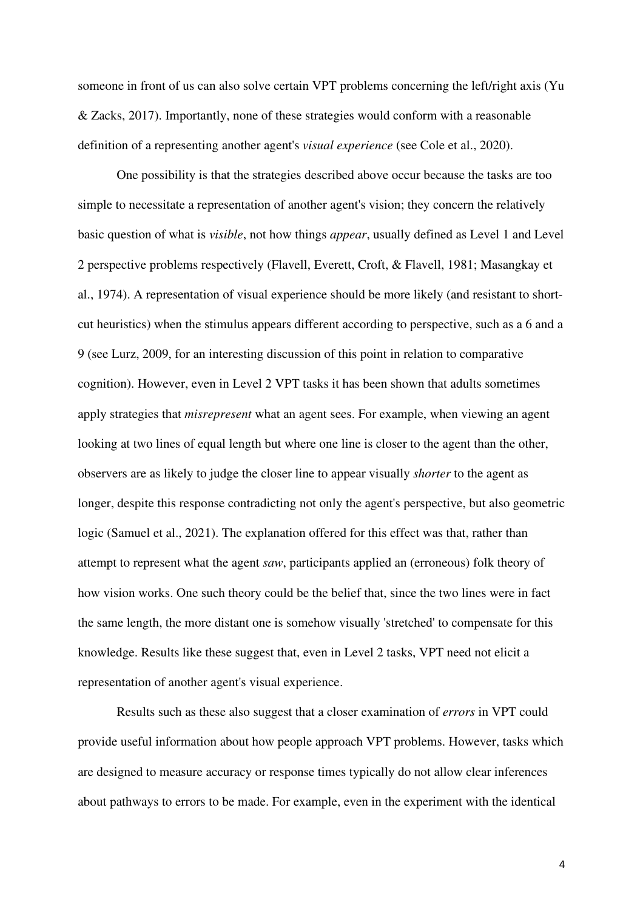someone in front of us can also solve certain VPT problems concerning the left/right axis (Yu & Zacks, 2017). Importantly, none of these strategies would conform with a reasonable definition of a representing another agent's *visual experience* (see Cole et al., 2020).

One possibility is that the strategies described above occur because the tasks are too simple to necessitate a representation of another agent's vision; they concern the relatively basic question of what is *visible*, not how things *appear*, usually defined as Level 1 and Level 2 perspective problems respectively (Flavell, Everett, Croft, & Flavell, 1981; Masangkay et al., 1974). A representation of visual experience should be more likely (and resistant to short-cut heuristics) when the stimulus appears different according to perspective, such as a 6 and a 9 (see Lurz, 2009, for an interesting discussion of this point in relation to comparative cognition). However, even in Level 2 VPT tasks it has been shown that adults sometimes apply strategies that *misrepresent* what an agent sees. For example, when viewing an agent looking at two lines of equal length but where one line is closer to the agent than the other, observers are as likely to judge the closer line to appear visually *shorter* to the agent as longer, despite this response contradicting not only the agent's perspective, but also geometric logic (Samuel et al., 2021). The explanation offered for this effect was that, rather than attempt to represent what the agent *saw*, participants applied an (erroneous) folk theory of how vision works. One such theory could be the belief that, since the two lines were in fact the same length, the more distant one is somehow visually 'stretched' to compensate for this knowledge. Results like these suggest that, even in Level 2 tasks, VPT need not elicit a representation of another agent's visual experience.

Results such as these also suggest that a closer examination of *errors* in VPT could provide useful information about how people approach VPT problems. However, tasks which are designed to measure accuracy or response times typically do not allow clear inferences about pathways to errors to be made. For example, even in the experiment with the identical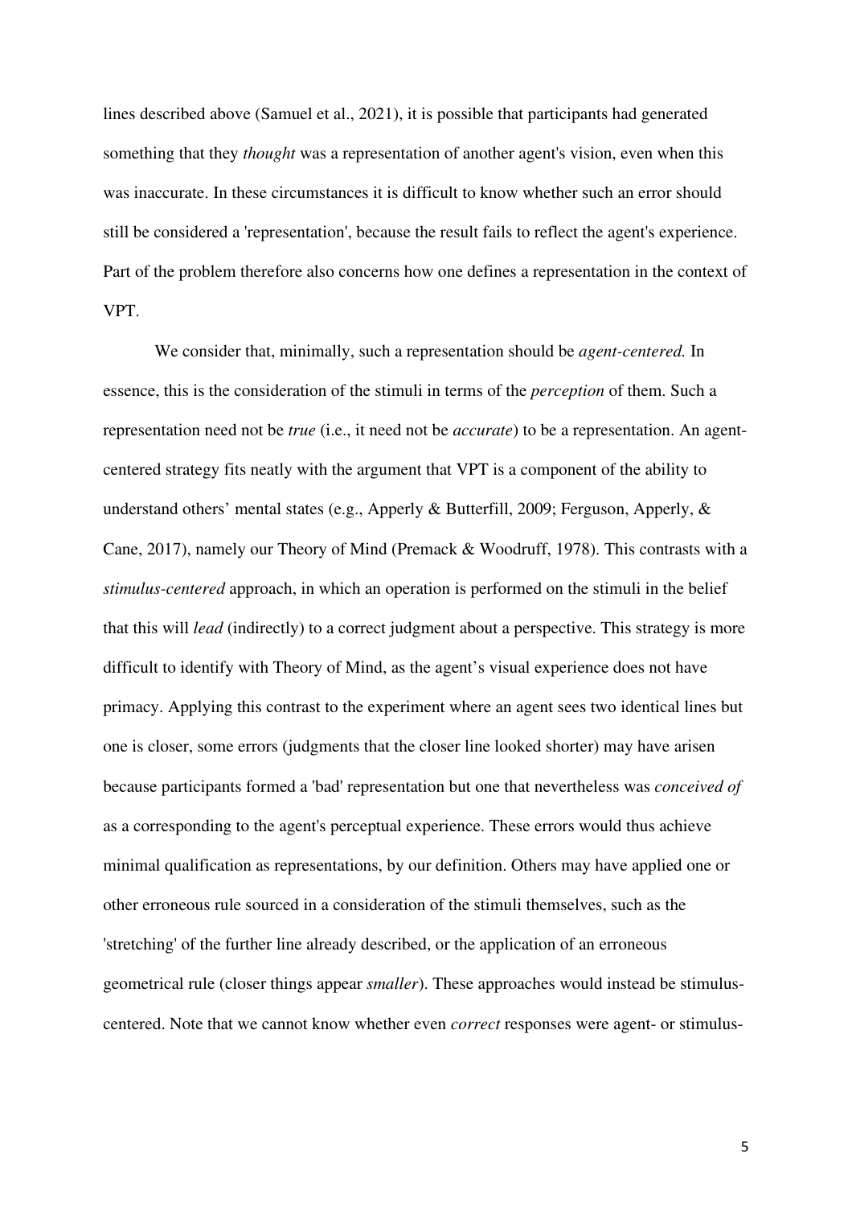lines described above (Samuel et al., 2021), it is possible that participants had generated something that they *thought* was a representation of another agent's vision, even when this was inaccurate. In these circumstances it is difficult to know whether such an error should still be considered a 'representation', because the result fails to reflect the agent's experience. Part of the problem therefore also concerns how one defines a representation in the context of VPT.

We consider that, minimally, such a representation should be *agent-centered.* In essence, this is the consideration of the stimuli in terms of the *perception* of them. Such a representation need not be *true* (i.e., it need not be *accurate*) to be a representation. An agent-centered strategy fits neatly with the argument that VPT is a component of the ability to understand others' mental states (e.g., Apperly & Butterfill, 2009; Ferguson, Apperly, & Cane, 2017), namely our Theory of Mind (Premack & Woodruff, 1978). This contrasts with a *stimulus-centered* approach, in which an operation is performed on the stimuli in the belief that this will *lead* (indirectly) to a correct judgment about a perspective. This strategy is more difficult to identify with Theory of Mind, as the agent's visual experience does not have primacy. Applying this contrast to the experiment where an agent sees two identical lines but one is closer, some errors (judgments that the closer line looked shorter) may have arisen because participants formed a 'bad' representation but one that nevertheless was *conceived of* as a corresponding to the agent's perceptual experience. These errors would thus achieve minimal qualification as representations, by our definition. Others may have applied one or other erroneous rule sourced in a consideration of the stimuli themselves, such as the 'stretching' of the further line already described, or the application of an erroneous geometrical rule (closer things appear *smaller*). These approaches would instead be stimulus-centered. Note that we cannot know whether even *correct* responses were agent- or stimulus-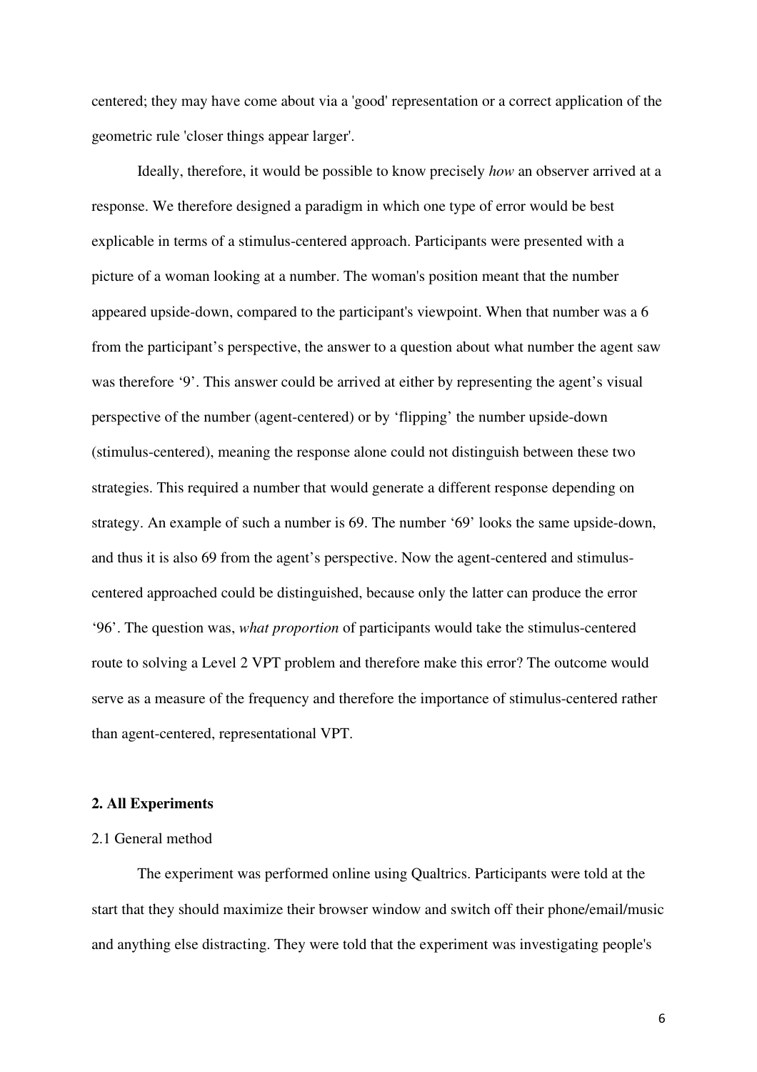centered; they may have come about via a 'good' representation or a correct application of the geometric rule 'closer things appear larger'.

Ideally, therefore, it would be possible to know precisely *how* an observer arrived at a response. We therefore designed a paradigm in which one type of error would be best explicable in terms of a stimulus-centered approach. Participants were presented with a picture of a woman looking at a number. The woman's position meant that the number appeared upside-down, compared to the participant's viewpoint. When that number was a 6 from the participant's perspective, the answer to a question about what number the agent saw was therefore '9'. This answer could be arrived at either by representing the agent's visual perspective of the number (agent-centered) or by 'flipping' the number upside-down (stimulus-centered), meaning the response alone could not distinguish between these two strategies. This required a number that would generate a different response depending on strategy. An example of such a number is 69. The number '69' looks the same upside-down, and thus it is also 69 from the agent's perspective. Now the agent-centered and stimulus-centered approached could be distinguished, because only the latter can produce the error '96'. The question was, *what proportion* of participants would take the stimulus-centered route to solving a Level 2 VPT problem and therefore make this error? The outcome would serve as a measure of the frequency and therefore the importance of stimulus-centered rather than agent-centered, representational VPT.

## 2. All Experiments

### 2.1 General method

The experiment was performed online using Qualtrics. Participants were told at the start that they should maximize their browser window and switch off their phone/email/music and anything else distracting. They were told that the experiment was investigating people's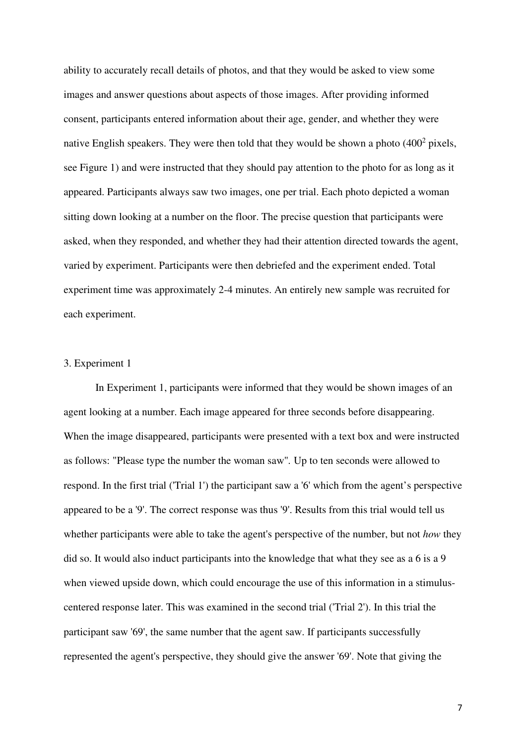ability to accurately recall details of photos, and that they would be asked to view some images and answer questions about aspects of those images. After providing informed consent, participants entered information about their age, gender, and whether they were native English speakers. They were then told that they would be shown a photo ($400^2$ pixels, see Figure 1) and were instructed that they should pay attention to the photo for as long as it appeared. Participants always saw two images, one per trial. Each photo depicted a woman sitting down looking at a number on the floor. The precise question that participants were asked, when they responded, and whether they had their attention directed towards the agent, varied by experiment. Participants were then debriefed and the experiment ended. Total experiment time was approximately 2-4 minutes. An entirely new sample was recruited for each experiment.

## 3. Experiment 1

In Experiment 1, participants were informed that they would be shown images of an agent looking at a number. Each image appeared for three seconds before disappearing. When the image disappeared, participants were presented with a text box and were instructed as follows: "Please type the number the woman saw". Up to ten seconds were allowed to respond. In the first trial ('Trial 1') the participant saw a '6' which from the agent's perspective appeared to be a '9'. The correct response was thus '9'. Results from this trial would tell us whether participants were able to take the agent's perspective of the number, but not *how* they did so. It would also induct participants into the knowledge that what they see as a 6 is a 9 when viewed upside down, which could encourage the use of this information in a stimulus-centered response later. This was examined in the second trial ('Trial 2'). In this trial the participant saw '69', the same number that the agent saw. If participants successfully represented the agent's perspective, they should give the answer '69'. Note that giving the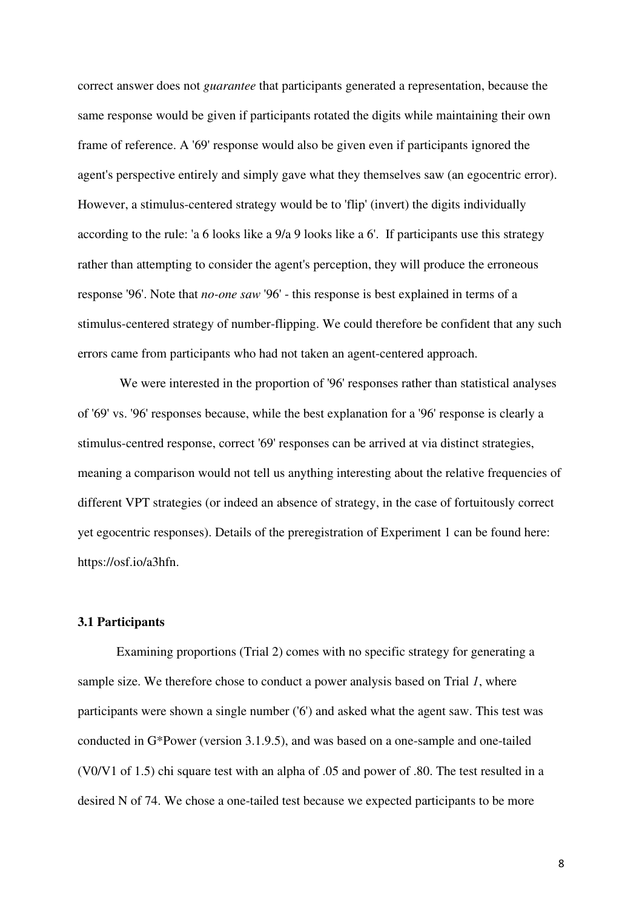correct answer does not *guarantee* that participants generated a representation, because the same response would be given if participants rotated the digits while maintaining their own frame of reference. A '69' response would also be given even if participants ignored the agent's perspective entirely and simply gave what they themselves saw (an egocentric error). However, a stimulus-centered strategy would be to 'flip' (invert) the digits individually according to the rule: 'a 6 looks like a 9/a 9 looks like a 6'. If participants use this strategy rather than attempting to consider the agent's perception, they will produce the erroneous response '96'. Note that *no-one saw* '96' - this response is best explained in terms of a stimulus-centered strategy of number-flipping. We could therefore be confident that any such errors came from participants who had not taken an agent-centered approach.

We were interested in the proportion of '96' responses rather than statistical analyses of '69' vs. '96' responses because, while the best explanation for a '96' response is clearly a stimulus-centred response, correct '69' responses can be arrived at via distinct strategies, meaning a comparison would not tell us anything interesting about the relative frequencies of different VPT strategies (or indeed an absence of strategy, in the case of fortuitously correct yet egocentric responses). Details of the preregistration of Experiment 1 can be found here: https://osf.io/a3hfn.

### 3.1 Participants

Examining proportions (Trial 2) comes with no specific strategy for generating a sample size. We therefore chose to conduct a power analysis based on Trial *1*, where participants were shown a single number ('6') and asked what the agent saw. This test was conducted in G*Power (version 3.1.9.5), and was based on a one-sample and one-tailed (V0/V1 of 1.5) chi square test with an alpha of .05 and power of .80. The test resulted in a desired N of 74. We chose a one-tailed test because we expected participants to be more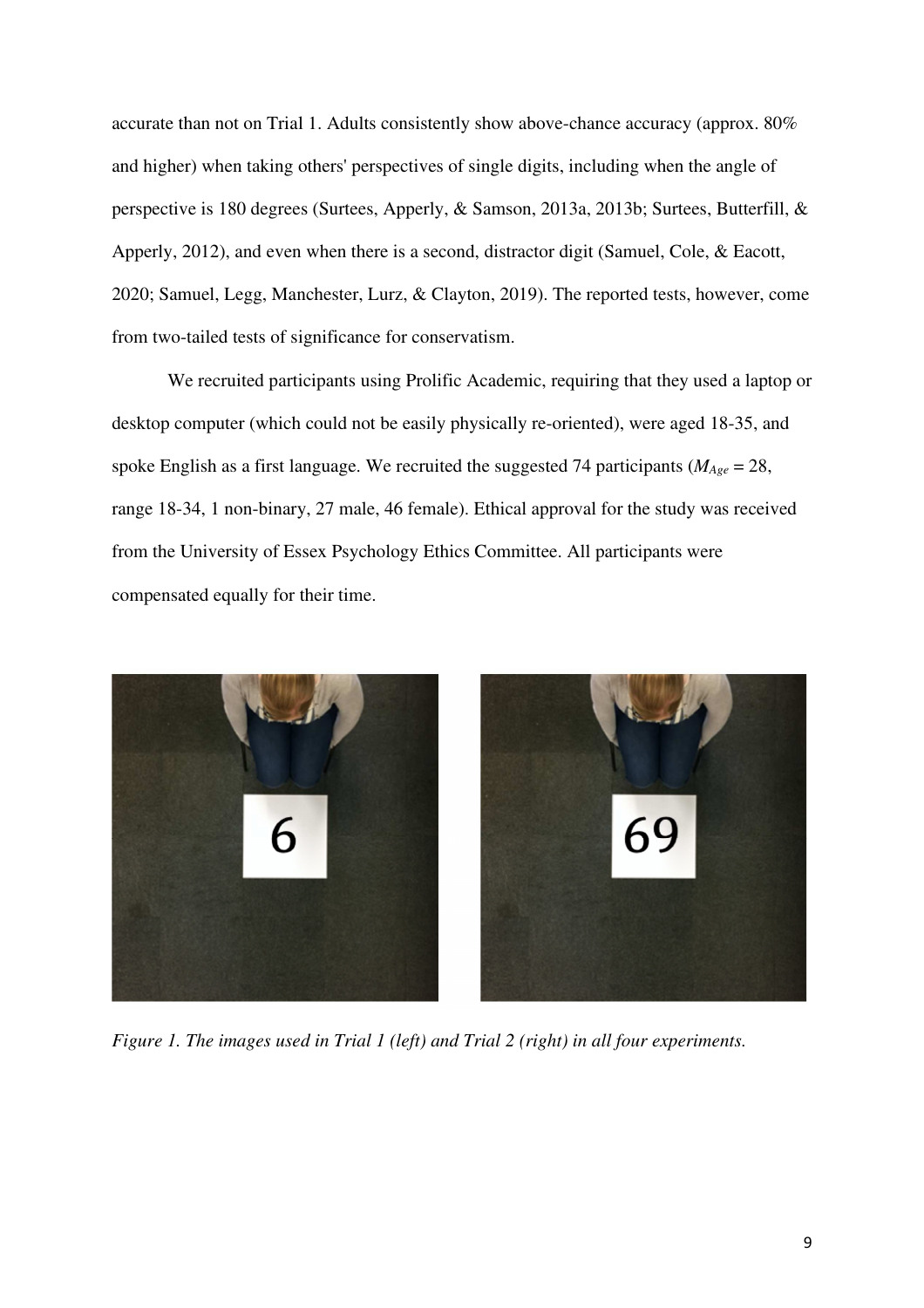accurate than not on Trial 1. Adults consistently show above-chance accuracy (approx. 80% and higher) when taking others' perspectives of single digits, including when the angle of perspective is 180 degrees (Surtees, Apperly, & Samson, 2013a, 2013b; Surtees, Butterfill, & Apperly, 2012), and even when there is a second, distractor digit (Samuel, Cole, & Eacott, 2020; Samuel, Legg, Manchester, Lurz, & Clayton, 2019). The reported tests, however, come from two-tailed tests of significance for conservatism.

We recruited participants using Prolific Academic, requiring that they used a laptop or desktop computer (which could not be easily physically re-oriented), were aged 18-35, and spoke English as a first language. We recruited the suggested 74 participants ($M_{Age}$ = 28, range 18-34, 1 non-binary, 27 male, 46 female). Ethical approval for the study was received from the University of Essex Psychology Ethics Committee. All participants were compensated equally for their time.

*Figure 1. The images used in Trial 1 (left) and Trial 2 (right) in all four experiments.*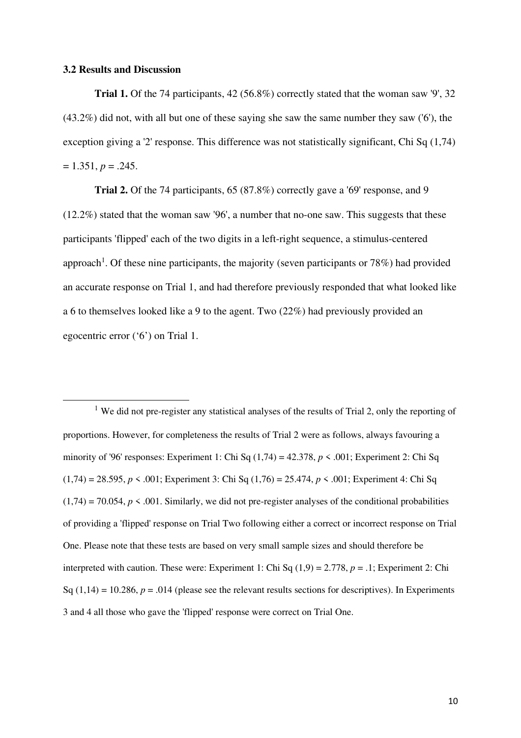### 3.2 Results and Discussion

**Trial 1.** Of the 74 participants, 42 (56.8%) correctly stated that the woman saw '9', 32 (43.2%) did not, with all but one of these saying she saw the same number they saw ('6'), the exception giving a '2' response. This difference was not statistically significant, Chi Sq (1,74) = 1.351, $p$ = .245.

**Trial 2.** Of the 74 participants, 65 (87.8%) correctly gave a '69' response, and 9 (12.2%) stated that the woman saw '96', a number that no-one saw. This suggests that these participants 'flipped' each of the two digits in a left-right sequence, a stimulus-centered approach[1]. Of these nine participants, the majority (seven participants or 78%) had provided an accurate response on Trial 1, and had therefore previously responded that what looked like a 6 to themselves looked like a 9 to the agent. Two (22%) had previously provided an egocentric error ('6') on Trial 1.

---

[1] We did not pre-register any statistical analyses of the results of Trial 2, only the reporting of proportions. However, for completeness the results of Trial 2 were as follows, always favouring a minority of '96' responses: Experiment 1: Chi Sq (1,74) = 42.378, $p < .001$; Experiment 2: Chi Sq (1,74) = 28.595, $p < .001$; Experiment 3: Chi Sq (1,76) = 25.474, $p < .001$; Experiment 4: Chi Sq (1,74) = 70.054, $p < .001$. Similarly, we did not pre-register analyses of the conditional probabilities of providing a 'flipped' response on Trial Two following either a correct or incorrect response on Trial One. Please note that these tests are based on very small sample sizes and should therefore be interpreted with caution. These were: Experiment 1: Chi Sq (1,9) = 2.778, $p$ = .1; Experiment 2: Chi Sq (1,14) = 10.286, $p$ = .014 (please see the relevant results sections for descriptives). In Experiments 3 and 4 all those who gave the 'flipped' response were correct on Trial One.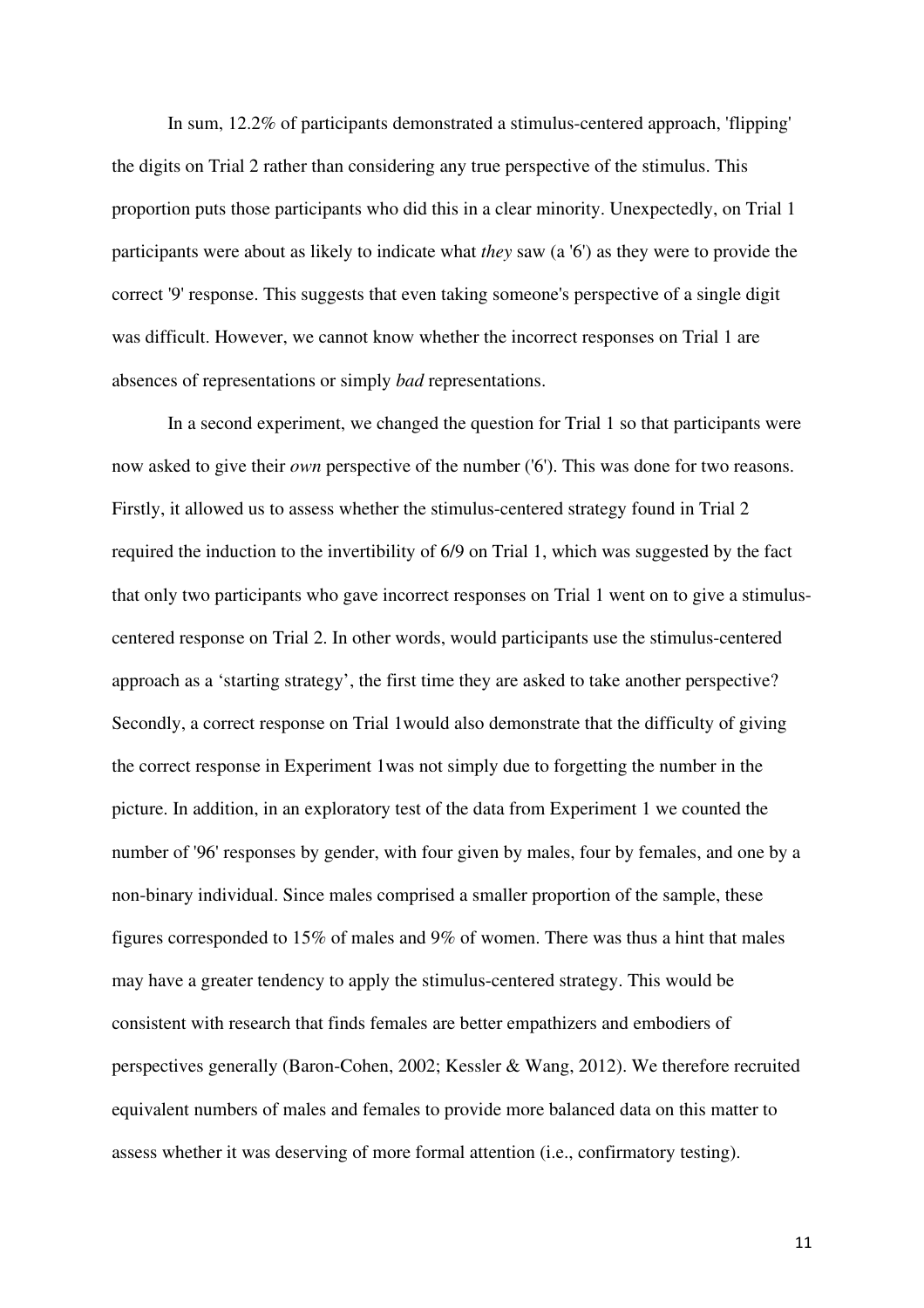In sum, 12.2% of participants demonstrated a stimulus-centered approach, 'flipping' the digits on Trial 2 rather than considering any true perspective of the stimulus. This proportion puts those participants who did this in a clear minority. Unexpectedly, on Trial 1 participants were about as likely to indicate what *they* saw (a '6') as they were to provide the correct '9' response. This suggests that even taking someone's perspective of a single digit was difficult. However, we cannot know whether the incorrect responses on Trial 1 are absences of representations or simply *bad* representations.

In a second experiment, we changed the question for Trial 1 so that participants were now asked to give their *own* perspective of the number ('6'). This was done for two reasons. Firstly, it allowed us to assess whether the stimulus-centered strategy found in Trial 2 required the induction to the invertibility of 6/9 on Trial 1, which was suggested by the fact that only two participants who gave incorrect responses on Trial 1 went on to give a stimulus-centered response on Trial 2. In other words, would participants use the stimulus-centered approach as a 'starting strategy', the first time they are asked to take another perspective? Secondly, a correct response on Trial 1would also demonstrate that the difficulty of giving the correct response in Experiment 1was not simply due to forgetting the number in the picture. In addition, in an exploratory test of the data from Experiment 1 we counted the number of '96' responses by gender, with four given by males, four by females, and one by a non-binary individual. Since males comprised a smaller proportion of the sample, these figures corresponded to 15% of males and 9% of women. There was thus a hint that males may have a greater tendency to apply the stimulus-centered strategy. This would be consistent with research that finds females are better empathizers and embodiers of perspectives generally (Baron-Cohen, 2002; Kessler & Wang, 2012). We therefore recruited equivalent numbers of males and females to provide more balanced data on this matter to assess whether it was deserving of more formal attention (i.e., confirmatory testing).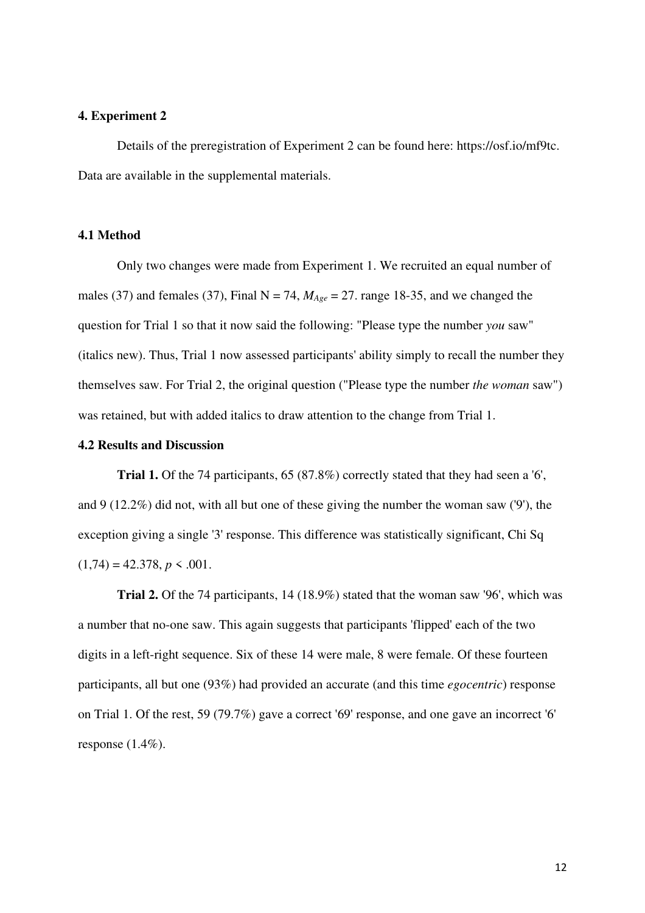## 4. Experiment 2

Details of the preregistration of Experiment 2 can be found here: https://osf.io/mf9tc. Data are available in the supplemental materials.

### 4.1 Method

Only two changes were made from Experiment 1. We recruited an equal number of males (37) and females (37), Final N = 74, $M_{Age}$ = 27. range 18-35, and we changed the question for Trial 1 so that it now said the following: "Please type the number *you* saw" (italics new). Thus, Trial 1 now assessed participants' ability simply to recall the number they themselves saw. For Trial 2, the original question ("Please type the number *the woman* saw") was retained, but with added italics to draw attention to the change from Trial 1.

### 4.2 Results and Discussion

**Trial 1.** Of the 74 participants, 65 (87.8%) correctly stated that they had seen a '6', and 9 (12.2%) did not, with all but one of these giving the number the woman saw ('9'), the exception giving a single '3' response. This difference was statistically significant, Chi Sq $(1,74) = 42.378$, $p < .001$.

**Trial 2.** Of the 74 participants, 14 (18.9%) stated that the woman saw '96', which was a number that no-one saw. This again suggests that participants 'flipped' each of the two digits in a left-right sequence. Six of these 14 were male, 8 were female. Of these fourteen participants, all but one (93%) had provided an accurate (and this time *egocentric*) response on Trial 1. Of the rest, 59 (79.7%) gave a correct '69' response, and one gave an incorrect '6' response (1.4%).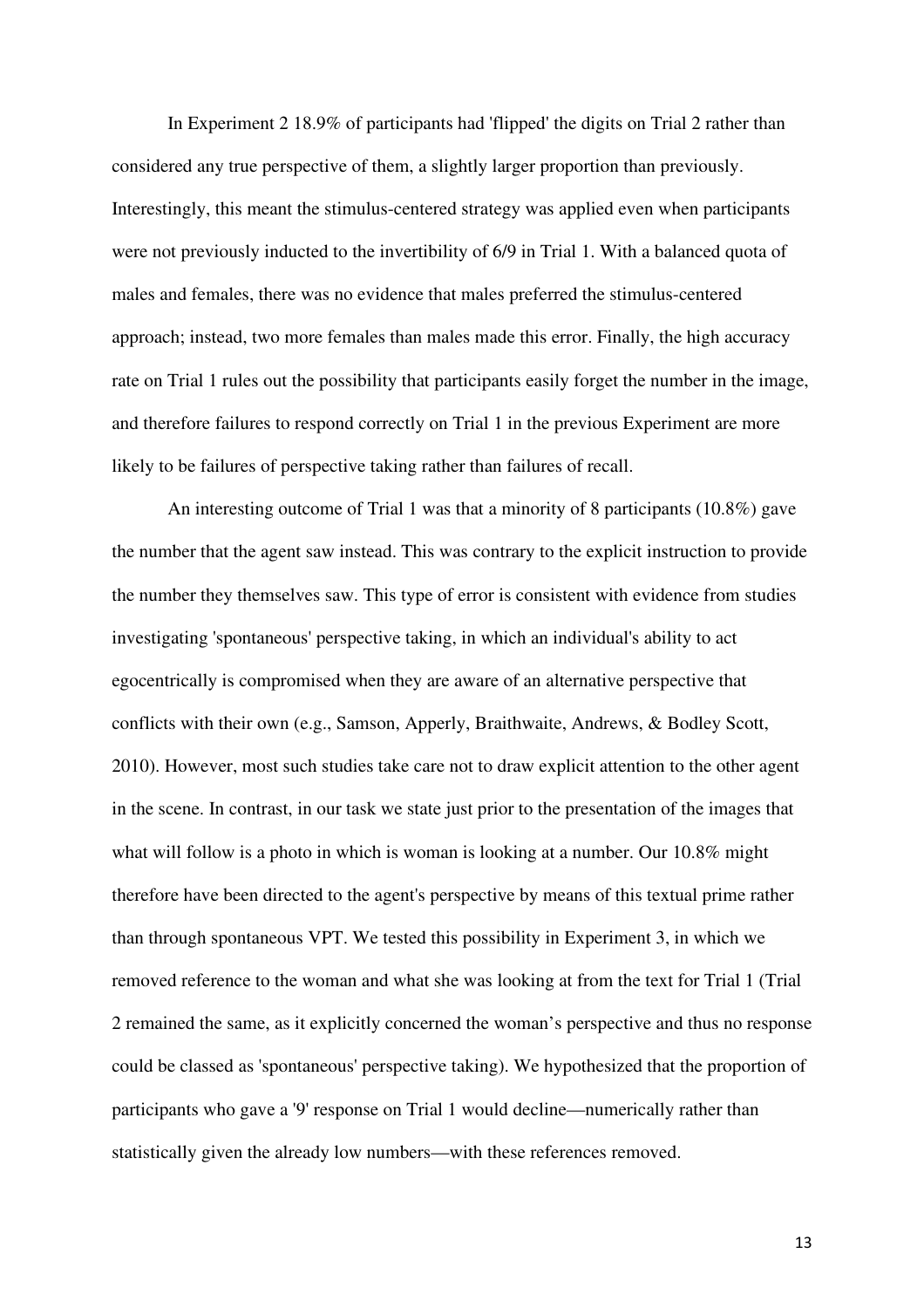In Experiment 2 18.9% of participants had 'flipped' the digits on Trial 2 rather than considered any true perspective of them, a slightly larger proportion than previously. Interestingly, this meant the stimulus-centered strategy was applied even when participants were not previously inducted to the invertibility of 6/9 in Trial 1. With a balanced quota of males and females, there was no evidence that males preferred the stimulus-centered approach; instead, two more females than males made this error. Finally, the high accuracy rate on Trial 1 rules out the possibility that participants easily forget the number in the image, and therefore failures to respond correctly on Trial 1 in the previous Experiment are more likely to be failures of perspective taking rather than failures of recall.

An interesting outcome of Trial 1 was that a minority of 8 participants (10.8%) gave the number that the agent saw instead. This was contrary to the explicit instruction to provide the number they themselves saw. This type of error is consistent with evidence from studies investigating 'spontaneous' perspective taking, in which an individual's ability to act egocentrically is compromised when they are aware of an alternative perspective that conflicts with their own (e.g., Samson, Apperly, Braithwaite, Andrews, & Bodley Scott, 2010). However, most such studies take care not to draw explicit attention to the other agent in the scene. In contrast, in our task we state just prior to the presentation of the images that what will follow is a photo in which is woman is looking at a number. Our 10.8% might therefore have been directed to the agent's perspective by means of this textual prime rather than through spontaneous VPT. We tested this possibility in Experiment 3, in which we removed reference to the woman and what she was looking at from the text for Trial 1 (Trial 2 remained the same, as it explicitly concerned the woman's perspective and thus no response could be classed as 'spontaneous' perspective taking). We hypothesized that the proportion of participants who gave a '9' response on Trial 1 would decline—numerically rather than statistically given the already low numbers—with these references removed.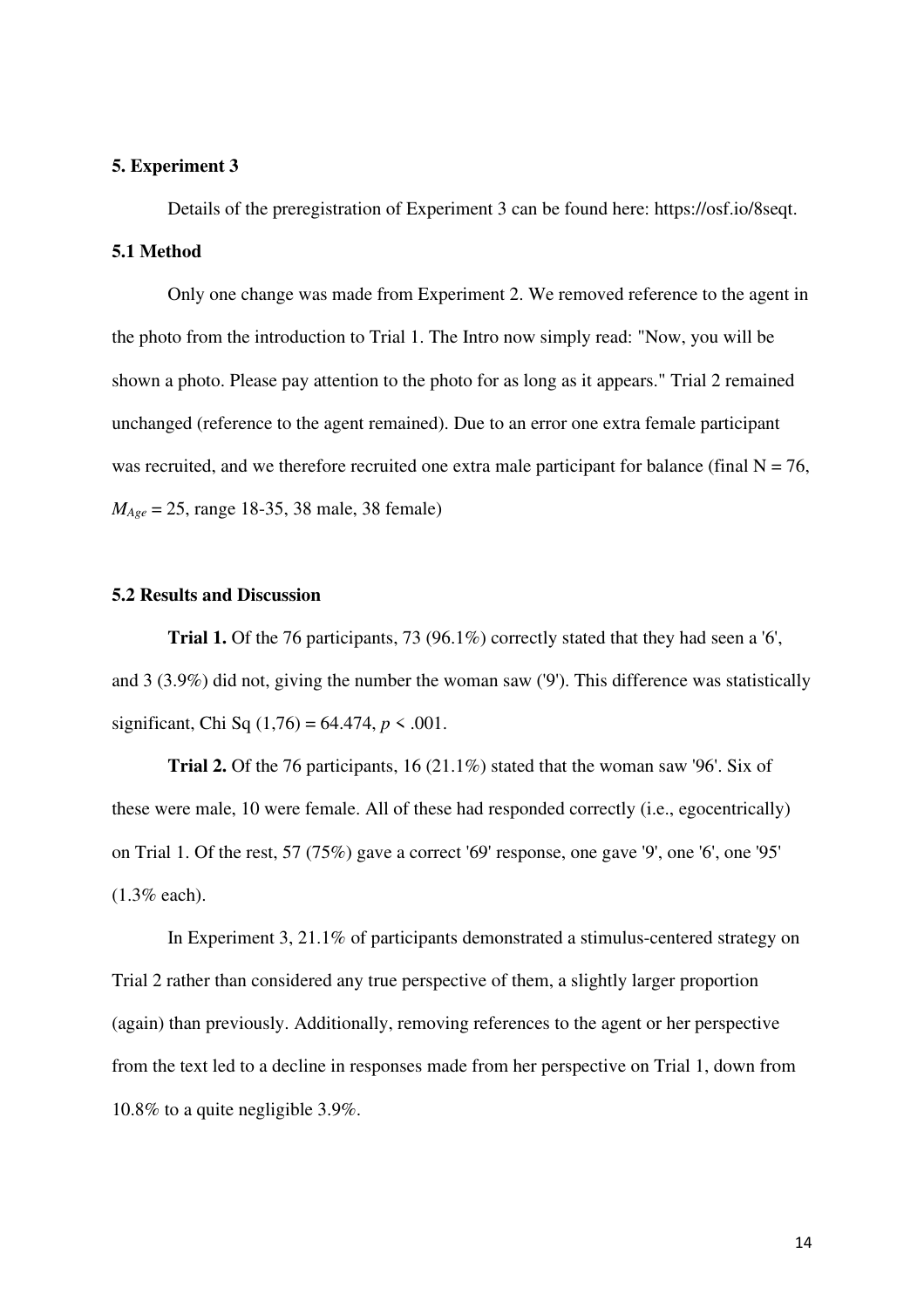## 5. Experiment 3

Details of the preregistration of Experiment 3 can be found here: https://osf.io/8seqt.

### 5.1 Method

Only one change was made from Experiment 2. We removed reference to the agent in the photo from the introduction to Trial 1. The Intro now simply read: "Now, you will be shown a photo. Please pay attention to the photo for as long as it appears." Trial 2 remained unchanged (reference to the agent remained). Due to an error one extra female participant was recruited, and we therefore recruited one extra male participant for balance (final N = 76, $M_{Age}$ = 25, range 18-35, 38 male, 38 female)

### 5.2 Results and Discussion

**Trial 1.** Of the 76 participants, 73 (96.1%) correctly stated that they had seen a '6', and 3 (3.9%) did not, giving the number the woman saw ('9'). This difference was statistically significant, Chi Sq (1,76) = 64.474, $p < .001$.

**Trial 2.** Of the 76 participants, 16 (21.1%) stated that the woman saw '96'. Six of these were male, 10 were female. All of these had responded correctly (i.e., egocentrically) on Trial 1. Of the rest, 57 (75%) gave a correct '69' response, one gave '9', one '6', one '95' (1.3% each).

In Experiment 3, 21.1% of participants demonstrated a stimulus-centered strategy on Trial 2 rather than considered any true perspective of them, a slightly larger proportion (again) than previously. Additionally, removing references to the agent or her perspective from the text led to a decline in responses made from her perspective on Trial 1, down from 10.8% to a quite negligible 3.9%.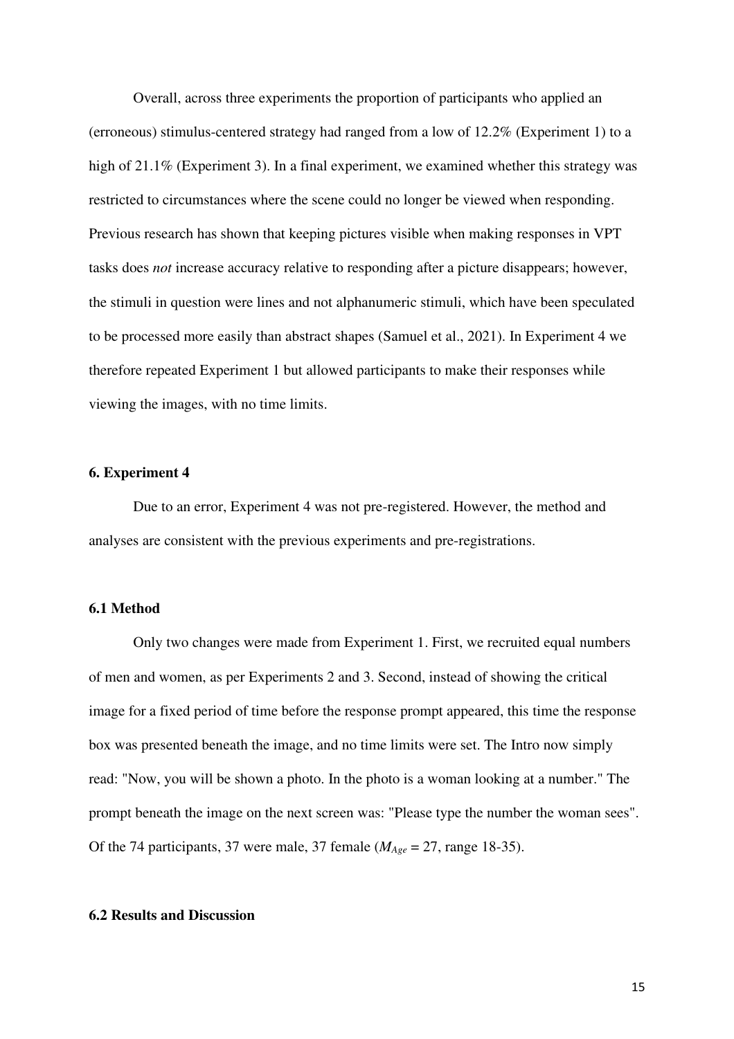Overall, across three experiments the proportion of participants who applied an (erroneous) stimulus-centered strategy had ranged from a low of 12.2% (Experiment 1) to a high of 21.1% (Experiment 3). In a final experiment, we examined whether this strategy was restricted to circumstances where the scene could no longer be viewed when responding. Previous research has shown that keeping pictures visible when making responses in VPT tasks does *not* increase accuracy relative to responding after a picture disappears; however, the stimuli in question were lines and not alphanumeric stimuli, which have been speculated to be processed more easily than abstract shapes (Samuel et al., 2021). In Experiment 4 we therefore repeated Experiment 1 but allowed participants to make their responses while viewing the images, with no time limits.

### 6. Experiment 4

Due to an error, Experiment 4 was not pre-registered. However, the method and analyses are consistent with the previous experiments and pre-registrations.

### 6.1 Method

Only two changes were made from Experiment 1. First, we recruited equal numbers of men and women, as per Experiments 2 and 3. Second, instead of showing the critical image for a fixed period of time before the response prompt appeared, this time the response box was presented beneath the image, and no time limits were set. The Intro now simply read: "Now, you will be shown a photo. In the photo is a woman looking at a number." The prompt beneath the image on the next screen was: "Please type the number the woman sees". Of the 74 participants, 37 were male, 37 female ($M_{Age}$ = 27, range 18-35).

### 6.2 Results and Discussion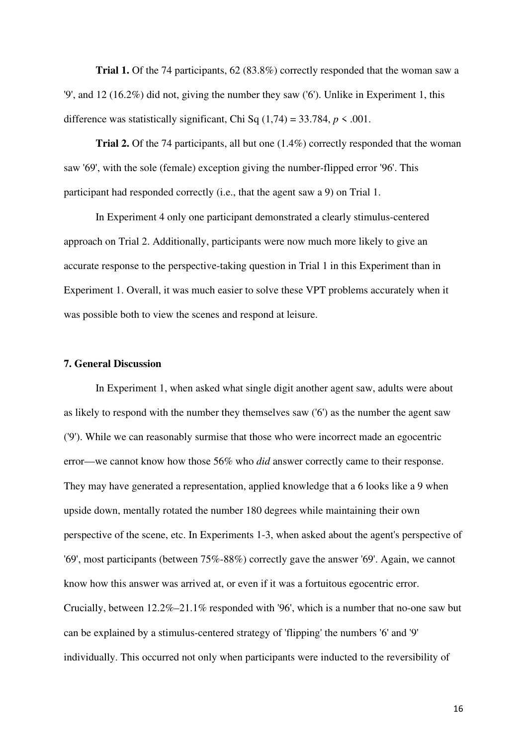**Trial 1.** Of the 74 participants, 62 (83.8%) correctly responded that the woman saw a '9', and 12 (16.2%) did not, giving the number they saw ('6'). Unlike in Experiment 1, this difference was statistically significant, Chi Sq $(1,74) = 33.784$, $p < .001$.

**Trial 2.** Of the 74 participants, all but one (1.4%) correctly responded that the woman saw '69', with the sole (female) exception giving the number-flipped error '96'. This participant had responded correctly (i.e., that the agent saw a 9) on Trial 1.

In Experiment 4 only one participant demonstrated a clearly stimulus-centered approach on Trial 2. Additionally, participants were now much more likely to give an accurate response to the perspective-taking question in Trial 1 in this Experiment than in Experiment 1. Overall, it was much easier to solve these VPT problems accurately when it was possible both to view the scenes and respond at leisure.

## 7. General Discussion

In Experiment 1, when asked what single digit another agent saw, adults were about as likely to respond with the number they themselves saw ('6') as the number the agent saw ('9'). While we can reasonably surmise that those who were incorrect made an egocentric error—we cannot know how those 56% who *did* answer correctly came to their response. They may have generated a representation, applied knowledge that a 6 looks like a 9 when upside down, mentally rotated the number 180 degrees while maintaining their own perspective of the scene, etc. In Experiments 1-3, when asked about the agent's perspective of '69', most participants (between 75%-88%) correctly gave the answer '69'. Again, we cannot know how this answer was arrived at, or even if it was a fortuitous egocentric error. Crucially, between 12.2%–21.1% responded with '96', which is a number that no-one saw but can be explained by a stimulus-centered strategy of 'flipping' the numbers '6' and '9' individually. This occurred not only when participants were inducted to the reversibility of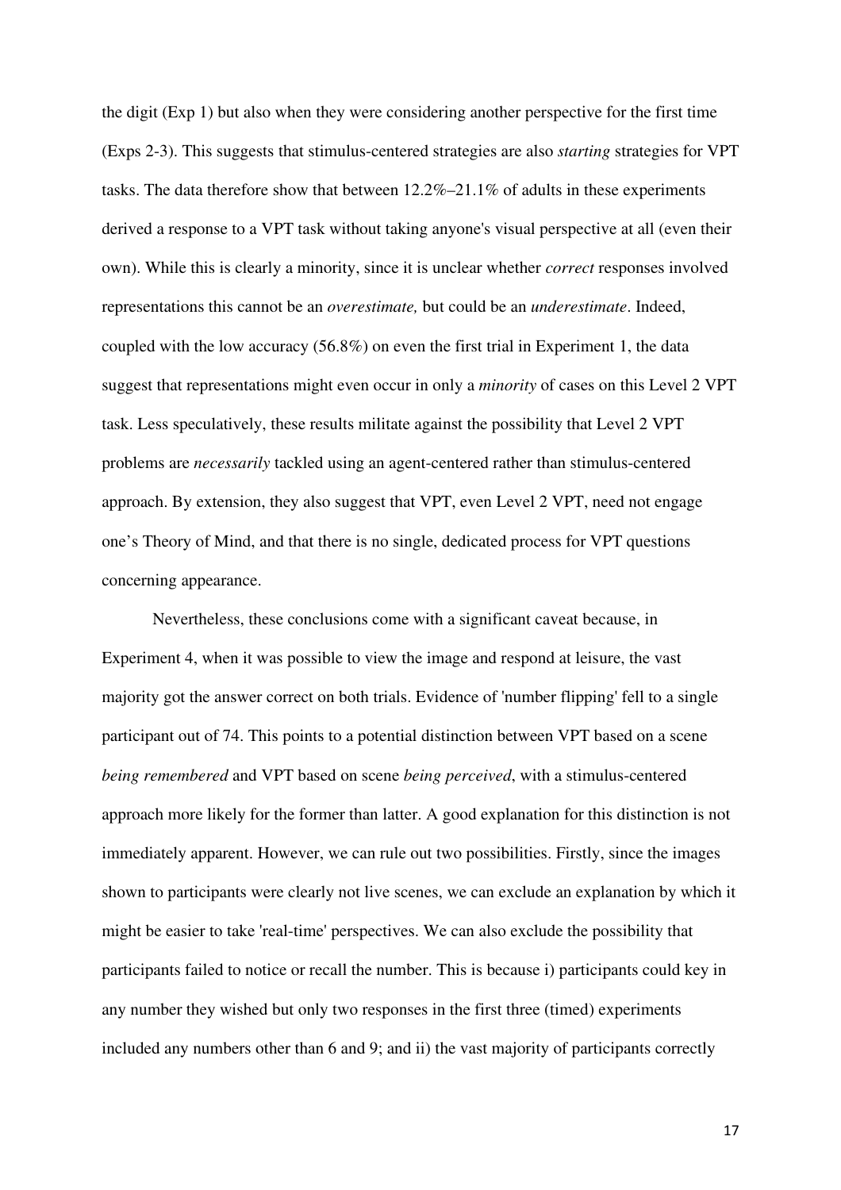the digit (Exp 1) but also when they were considering another perspective for the first time (Exps 2-3). This suggests that stimulus-centered strategies are also *starting* strategies for VPT tasks. The data therefore show that between 12.2%–21.1% of adults in these experiments derived a response to a VPT task without taking anyone's visual perspective at all (even their own). While this is clearly a minority, since it is unclear whether *correct* responses involved representations this cannot be an *overestimate,* but could be an *underestimate*. Indeed, coupled with the low accuracy (56.8%) on even the first trial in Experiment 1, the data suggest that representations might even occur in only a *minority* of cases on this Level 2 VPT task. Less speculatively, these results militate against the possibility that Level 2 VPT problems are *necessarily* tackled using an agent-centered rather than stimulus-centered approach. By extension, they also suggest that VPT, even Level 2 VPT, need not engage one's Theory of Mind, and that there is no single, dedicated process for VPT questions concerning appearance.

Nevertheless, these conclusions come with a significant caveat because, in Experiment 4, when it was possible to view the image and respond at leisure, the vast majority got the answer correct on both trials. Evidence of 'number flipping' fell to a single participant out of 74. This points to a potential distinction between VPT based on a scene *being remembered* and VPT based on scene *being perceived*, with a stimulus-centered approach more likely for the former than latter. A good explanation for this distinction is not immediately apparent. However, we can rule out two possibilities. Firstly, since the images shown to participants were clearly not live scenes, we can exclude an explanation by which it might be easier to take 'real-time' perspectives. We can also exclude the possibility that participants failed to notice or recall the number. This is because i) participants could key in any number they wished but only two responses in the first three (timed) experiments included any numbers other than 6 and 9; and ii) the vast majority of participants correctly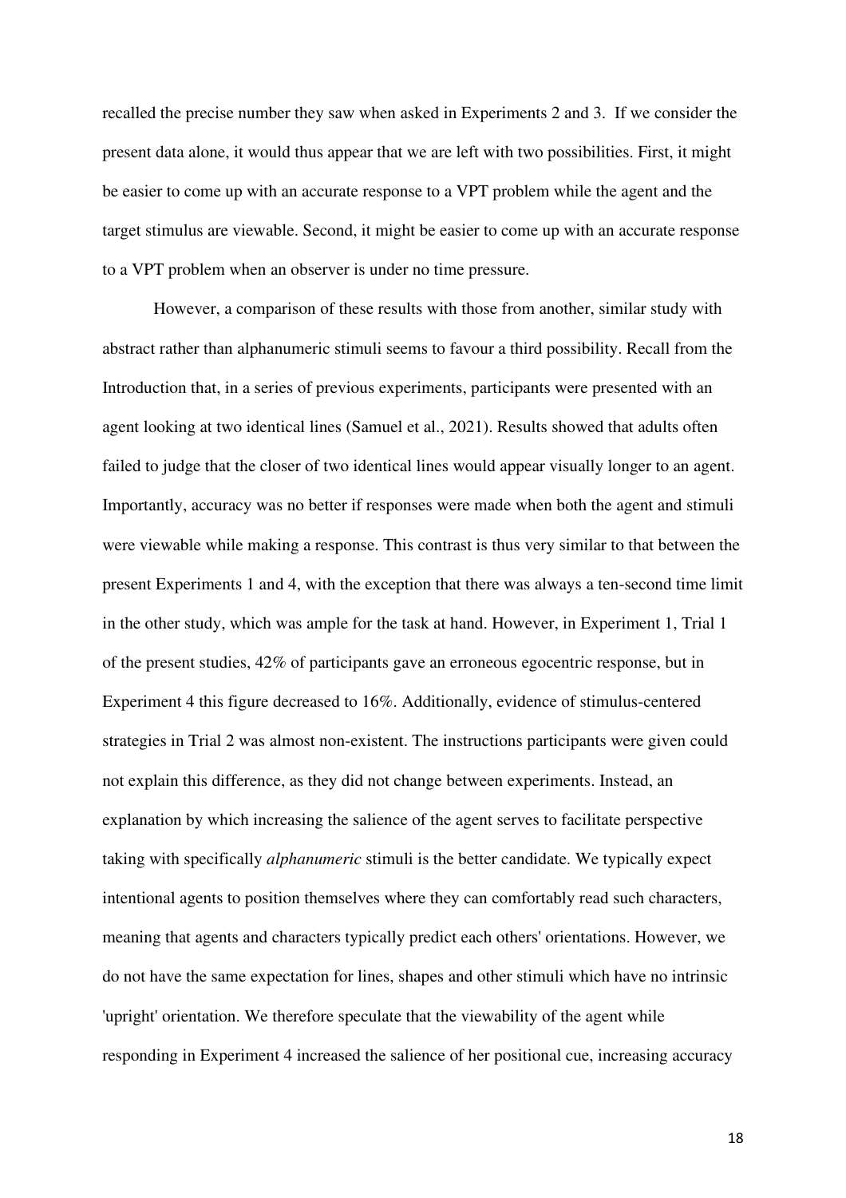recalled the precise number they saw when asked in Experiments 2 and 3. If we consider the present data alone, it would thus appear that we are left with two possibilities. First, it might be easier to come up with an accurate response to a VPT problem while the agent and the target stimulus are viewable. Second, it might be easier to come up with an accurate response to a VPT problem when an observer is under no time pressure.

However, a comparison of these results with those from another, similar study with abstract rather than alphanumeric stimuli seems to favour a third possibility. Recall from the Introduction that, in a series of previous experiments, participants were presented with an agent looking at two identical lines (Samuel et al., 2021). Results showed that adults often failed to judge that the closer of two identical lines would appear visually longer to an agent. Importantly, accuracy was no better if responses were made when both the agent and stimuli were viewable while making a response. This contrast is thus very similar to that between the present Experiments 1 and 4, with the exception that there was always a ten-second time limit in the other study, which was ample for the task at hand. However, in Experiment 1, Trial 1 of the present studies, 42% of participants gave an erroneous egocentric response, but in Experiment 4 this figure decreased to 16%. Additionally, evidence of stimulus-centered strategies in Trial 2 was almost non-existent. The instructions participants were given could not explain this difference, as they did not change between experiments. Instead, an explanation by which increasing the salience of the agent serves to facilitate perspective taking with specifically *alphanumeric* stimuli is the better candidate. We typically expect intentional agents to position themselves where they can comfortably read such characters, meaning that agents and characters typically predict each others' orientations. However, we do not have the same expectation for lines, shapes and other stimuli which have no intrinsic 'upright' orientation. We therefore speculate that the viewability of the agent while responding in Experiment 4 increased the salience of her positional cue, increasing accuracy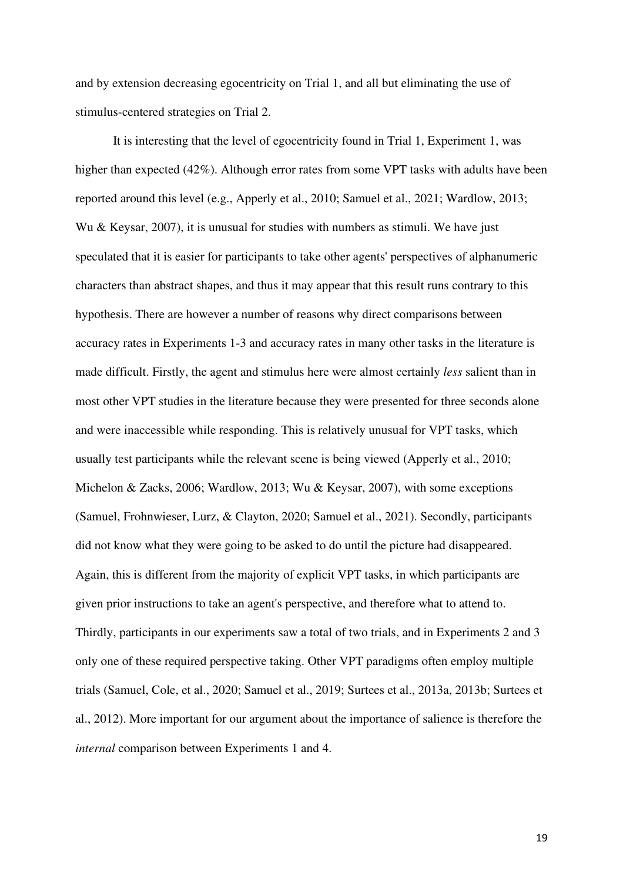and by extension decreasing egocentricity on Trial 1, and all but eliminating the use of stimulus-centered strategies on Trial 2.

It is interesting that the level of egocentricity found in Trial 1, Experiment 1, was higher than expected (42%). Although error rates from some VPT tasks with adults have been reported around this level (e.g., Apperly et al., 2010; Samuel et al., 2021; Wardlow, 2013; Wu & Keysar, 2007), it is unusual for studies with numbers as stimuli. We have just speculated that it is easier for participants to take other agents' perspectives of alphanumeric characters than abstract shapes, and thus it may appear that this result runs contrary to this hypothesis. There are however a number of reasons why direct comparisons between accuracy rates in Experiments 1-3 and accuracy rates in many other tasks in the literature is made difficult. Firstly, the agent and stimulus here were almost certainly *less* salient than in most other VPT studies in the literature because they were presented for three seconds alone and were inaccessible while responding. This is relatively unusual for VPT tasks, which usually test participants while the relevant scene is being viewed (Apperly et al., 2010; Michelon & Zacks, 2006; Wardlow, 2013; Wu & Keysar, 2007), with some exceptions (Samuel, Frohnwieser, Lurz, & Clayton, 2020; Samuel et al., 2021). Secondly, participants did not know what they were going to be asked to do until the picture had disappeared. Again, this is different from the majority of explicit VPT tasks, in which participants are given prior instructions to take an agent's perspective, and therefore what to attend to. Thirdly, participants in our experiments saw a total of two trials, and in Experiments 2 and 3 only one of these required perspective taking. Other VPT paradigms often employ multiple trials (Samuel, Cole, et al., 2020; Samuel et al., 2019; Surtees et al., 2013a, 2013b; Surtees et al., 2012). More important for our argument about the importance of salience is therefore the *internal* comparison between Experiments 1 and 4.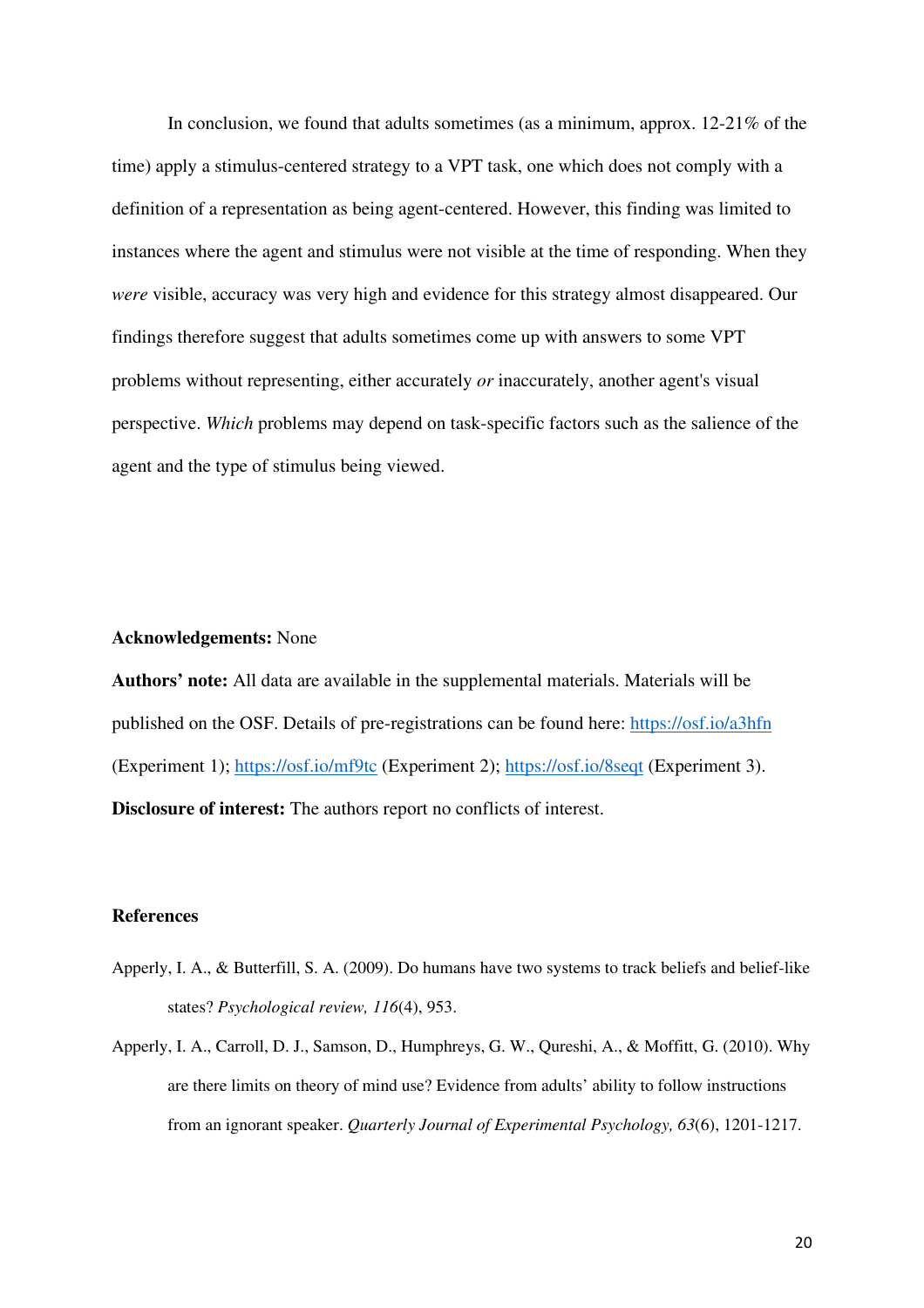In conclusion, we found that adults sometimes (as a minimum, approx. 12-21% of the time) apply a stimulus-centered strategy to a VPT task, one which does not comply with a definition of a representation as being agent-centered. However, this finding was limited to instances where the agent and stimulus were not visible at the time of responding. When they *were* visible, accuracy was very high and evidence for this strategy almost disappeared. Our findings therefore suggest that adults sometimes come up with answers to some VPT problems without representing, either accurately *or* inaccurately, another agent's visual perspective. *Which* problems may depend on task-specific factors such as the salience of the agent and the type of stimulus being viewed.

**Acknowledgements:** None

**Authors' note:** All data are available in the supplemental materials. Materials will be published on the OSF. Details of pre-registrations can be found here: https://osf.io/a3hfn (Experiment 1); https://osf.io/mf9tc (Experiment 2); https://osf.io/8seqt (Experiment 3).

**Disclosure of interest:** The authors report no conflicts of interest.

## References

Apperly, I. A., & Butterfill, S. A. (2009). Do humans have two systems to track beliefs and belief-like states? *Psychological review, 116*(4), 953.

Apperly, I. A., Carroll, D. J., Samson, D., Humphreys, G. W., Qureshi, A., & Moffitt, G. (2010). Why are there limits on theory of mind use? Evidence from adults' ability to follow instructions from an ignorant speaker. *Quarterly Journal of Experimental Psychology, 63*(6), 1201-1217.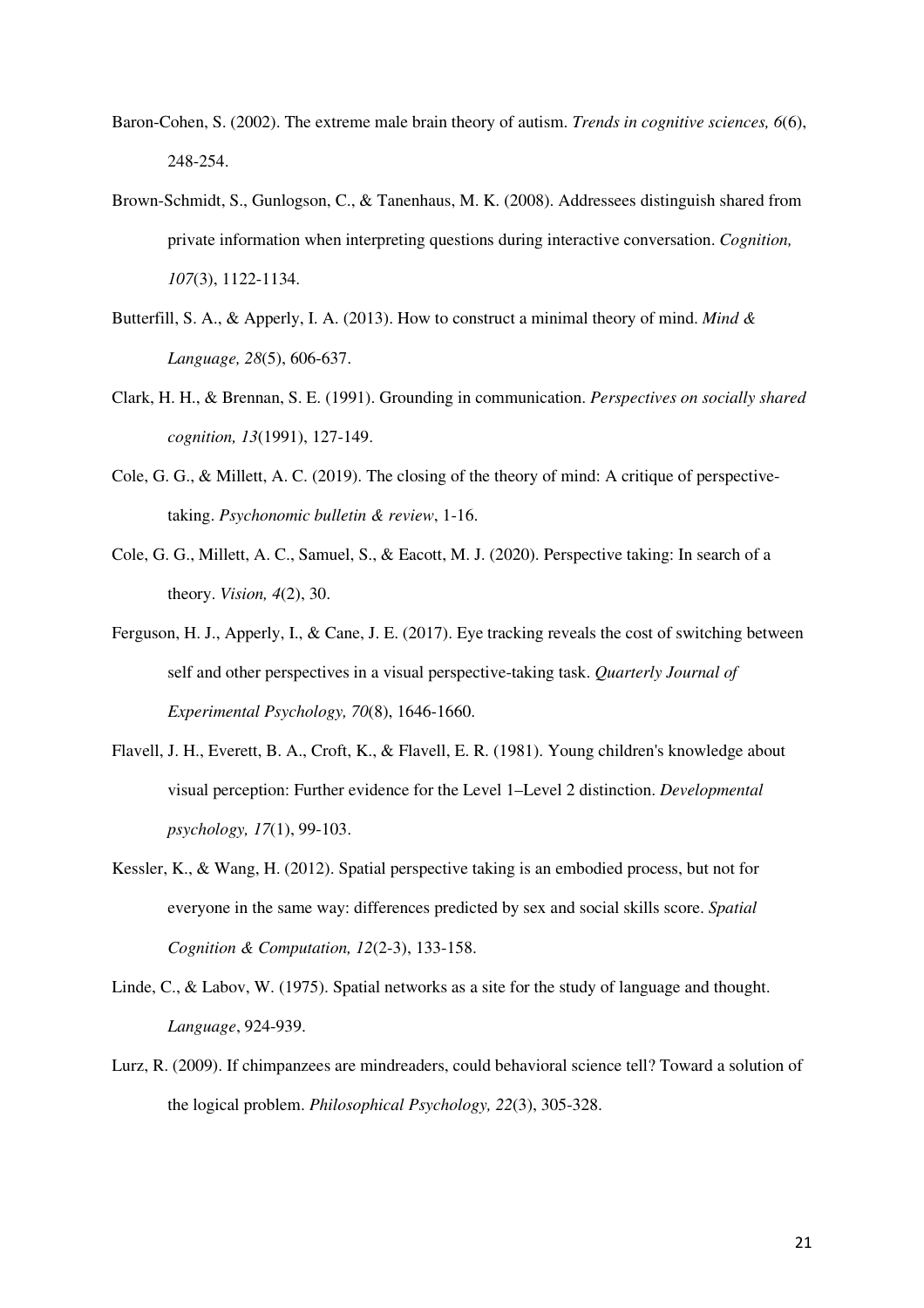Baron-Cohen, S. (2002). The extreme male brain theory of autism. *Trends in cognitive sciences, 6*(6), 248-254.

Brown-Schmidt, S., Gunlogson, C., & Tanenhaus, M. K. (2008). Addressees distinguish shared from private information when interpreting questions during interactive conversation. *Cognition, 107*(3), 1122-1134.

Butterfill, S. A., & Apperly, I. A. (2013). How to construct a minimal theory of mind. *Mind & Language, 28*(5), 606-637.

Clark, H. H., & Brennan, S. E. (1991). Grounding in communication. *Perspectives on socially shared cognition, 13*(1991), 127-149.

Cole, G. G., & Millett, A. C. (2019). The closing of the theory of mind: A critique of perspective-taking. *Psychonomic bulletin & review*, 1-16.

Cole, G. G., Millett, A. C., Samuel, S., & Eacott, M. J. (2020). Perspective taking: In search of a theory. *Vision, 4*(2), 30.

Ferguson, H. J., Apperly, I., & Cane, J. E. (2017). Eye tracking reveals the cost of switching between self and other perspectives in a visual perspective-taking task. *Quarterly Journal of Experimental Psychology, 70*(8), 1646-1660.

Flavell, J. H., Everett, B. A., Croft, K., & Flavell, E. R. (1981). Young children's knowledge about visual perception: Further evidence for the Level 1–Level 2 distinction. *Developmental psychology, 17*(1), 99-103.

Kessler, K., & Wang, H. (2012). Spatial perspective taking is an embodied process, but not for everyone in the same way: differences predicted by sex and social skills score. *Spatial Cognition & Computation, 12*(2-3), 133-158.

Linde, C., & Labov, W. (1975). Spatial networks as a site for the study of language and thought. *Language*, 924-939.

Lurz, R. (2009). If chimpanzees are mindreaders, could behavioral science tell? Toward a solution of the logical problem. *Philosophical Psychology, 22*(3), 305-328.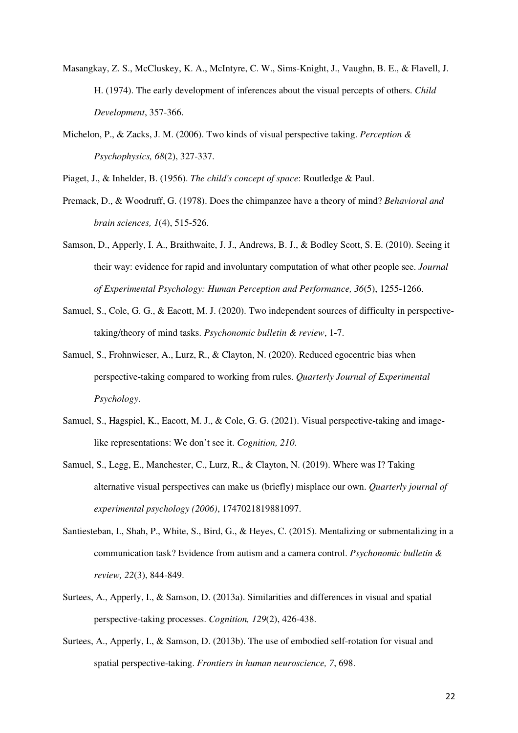Masangkay, Z. S., McCluskey, K. A., McIntyre, C. W., Sims-Knight, J., Vaughn, B. E., & Flavell, J. H. (1974). The early development of inferences about the visual percepts of others. *Child Development*, 357-366.

Michelon, P., & Zacks, J. M. (2006). Two kinds of visual perspective taking. *Perception & Psychophysics, 68*(2), 327-337.

Piaget, J., & Inhelder, B. (1956). *The child's concept of space*: Routledge & Paul.

Premack, D., & Woodruff, G. (1978). Does the chimpanzee have a theory of mind? *Behavioral and brain sciences, 1*(4), 515-526.

Samson, D., Apperly, I. A., Braithwaite, J. J., Andrews, B. J., & Bodley Scott, S. E. (2010). Seeing it their way: evidence for rapid and involuntary computation of what other people see. *Journal of Experimental Psychology: Human Perception and Performance, 36*(5), 1255-1266.

Samuel, S., Cole, G. G., & Eacott, M. J. (2020). Two independent sources of difficulty in perspective-taking/theory of mind tasks. *Psychonomic bulletin & review*, 1-7.

Samuel, S., Frohnwieser, A., Lurz, R., & Clayton, N. (2020). Reduced egocentric bias when perspective-taking compared to working from rules. *Quarterly Journal of Experimental Psychology*.

Samuel, S., Hagspiel, K., Eacott, M. J., & Cole, G. G. (2021). Visual perspective-taking and image-like representations: We don't see it. *Cognition, 210*.

Samuel, S., Legg, E., Manchester, C., Lurz, R., & Clayton, N. (2019). Where was I? Taking alternative visual perspectives can make us (briefly) misplace our own. *Quarterly journal of experimental psychology (2006)*, 1747021819881097.

Santiesteban, I., Shah, P., White, S., Bird, G., & Heyes, C. (2015). Mentalizing or submentalizing in a communication task? Evidence from autism and a camera control. *Psychonomic bulletin & review, 22*(3), 844-849.

Surtees, A., Apperly, I., & Samson, D. (2013a). Similarities and differences in visual and spatial perspective-taking processes. *Cognition, 129*(2), 426-438.

Surtees, A., Apperly, I., & Samson, D. (2013b). The use of embodied self-rotation for visual and spatial perspective-taking. *Frontiers in human neuroscience, 7*, 698.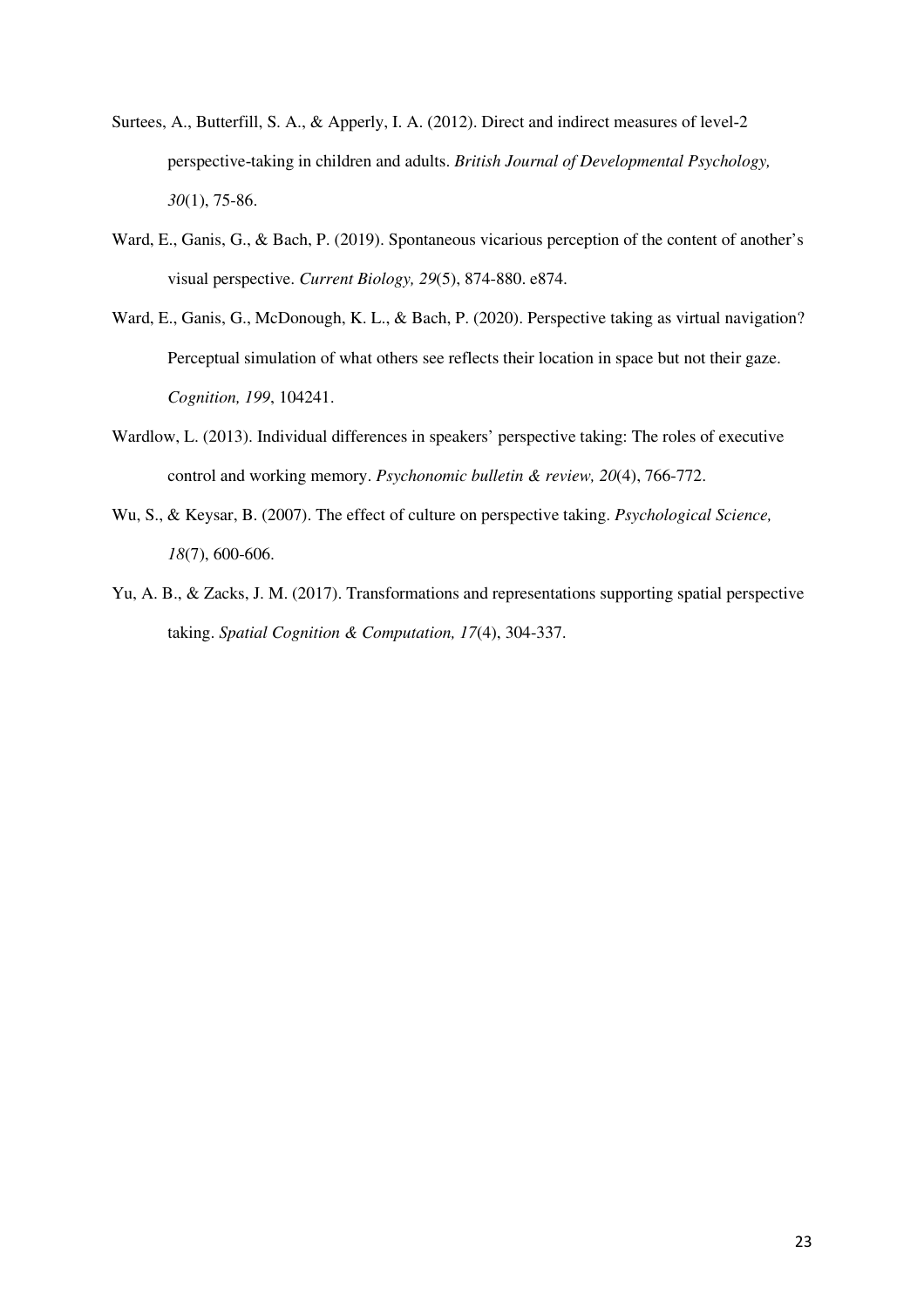Surtees, A., Butterfill, S. A., & Apperly, I. A. (2012). Direct and indirect measures of level-2 perspective-taking in children and adults. *British Journal of Developmental Psychology, 30*(1), 75-86.

Ward, E., Ganis, G., & Bach, P. (2019). Spontaneous vicarious perception of the content of another's visual perspective. *Current Biology, 29*(5), 874-880. e874.

Ward, E., Ganis, G., McDonough, K. L., & Bach, P. (2020). Perspective taking as virtual navigation? Perceptual simulation of what others see reflects their location in space but not their gaze. *Cognition, 199*, 104241.

Wardlow, L. (2013). Individual differences in speakers' perspective taking: The roles of executive control and working memory. *Psychonomic bulletin & review, 20*(4), 766-772.

Wu, S., & Keysar, B. (2007). The effect of culture on perspective taking. *Psychological Science, 18*(7), 600-606.

Yu, A. B., & Zacks, J. M. (2017). Transformations and representations supporting spatial perspective taking. *Spatial Cognition & Computation, 17*(4), 304-337.